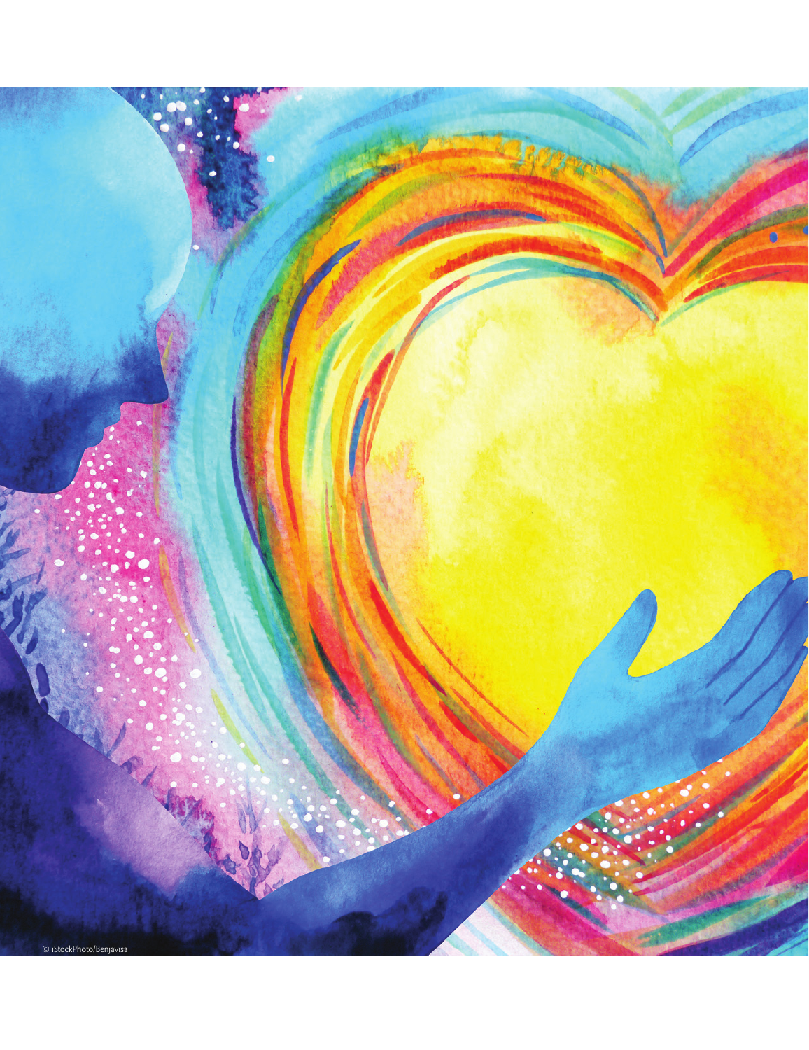© iStockPhoto/Benjavisa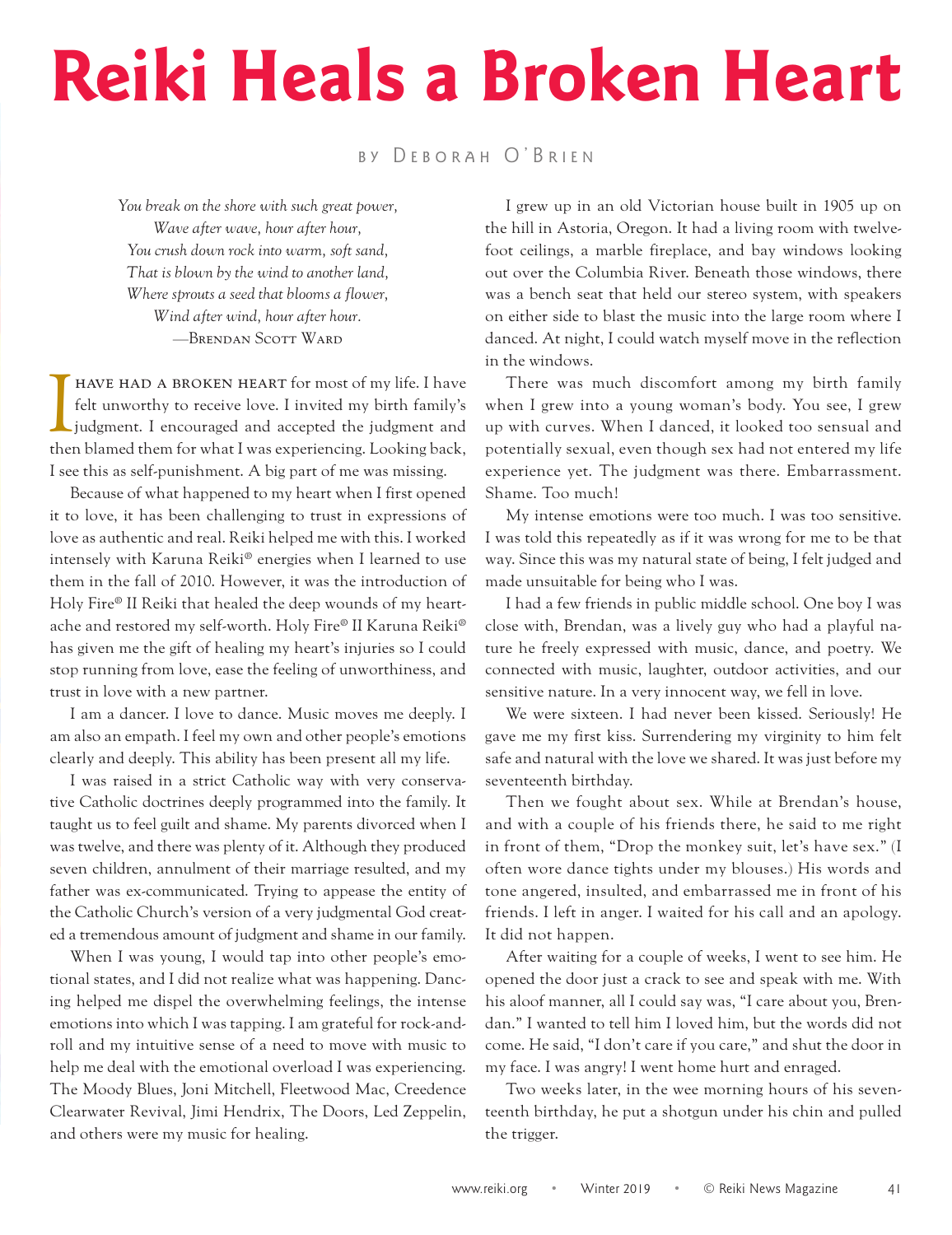# Reiki Heals a Broken Heart

by Deborah O'Brien

*You break on the shore with such great power,*
*Wave after wave, hour after hour,*
*You crush down rock into warm, soft sand,*
*That is blown by the wind to another land,*
*Where sprouts a seed that blooms a flower,*
*Wind after wind, hour after hour.*
—Brendan Scott Ward

I have had a broken heart for most of my life. I have felt unworthy to receive love. I invited my birth family's judgment. I encouraged and accepted the judgment and then blamed them for what I was experiencing. Looking back, I see this as self-punishment. A big part of me was missing.

Because of what happened to my heart when I first opened it to love, it has been challenging to trust in expressions of love as authentic and real. Reiki helped me with this. I worked intensely with Karuna Reiki® energies when I learned to use them in the fall of 2010. However, it was the introduction of Holy Fire® II Reiki that healed the deep wounds of my heartache and restored my self-worth. Holy Fire® II Karuna Reiki® has given me the gift of healing my heart's injuries so I could stop running from love, ease the feeling of unworthiness, and trust in love with a new partner.

I am a dancer. I love to dance. Music moves me deeply. I am also an empath. I feel my own and other people's emotions clearly and deeply. This ability has been present all my life.

I was raised in a strict Catholic way with very conservative Catholic doctrines deeply programmed into the family. It taught us to feel guilt and shame. My parents divorced when I was twelve, and there was plenty of it. Although they produced seven children, annulment of their marriage resulted, and my father was ex-communicated. Trying to appease the entity of the Catholic Church's version of a very judgmental God created a tremendous amount of judgment and shame in our family.

When I was young, I would tap into other people's emotional states, and I did not realize what was happening. Dancing helped me dispel the overwhelming feelings, the intense emotions into which I was tapping. I am grateful for rock-and-roll and my intuitive sense of a need to move with music to help me deal with the emotional overload I was experiencing. The Moody Blues, Joni Mitchell, Fleetwood Mac, Creedence Clearwater Revival, Jimi Hendrix, The Doors, Led Zeppelin, and others were my music for healing.

I grew up in an old Victorian house built in 1905 up on the hill in Astoria, Oregon. It had a living room with twelve-foot ceilings, a marble fireplace, and bay windows looking out over the Columbia River. Beneath those windows, there was a bench seat that held our stereo system, with speakers on either side to blast the music into the large room where I danced. At night, I could watch myself move in the reflection in the windows.

There was much discomfort among my birth family when I grew into a young woman's body. You see, I grew up with curves. When I danced, it looked too sensual and potentially sexual, even though sex had not entered my life experience yet. The judgment was there. Embarrassment. Shame. Too much!

My intense emotions were too much. I was too sensitive. I was told this repeatedly as if it was wrong for me to be that way. Since this was my natural state of being, I felt judged and made unsuitable for being who I was.

I had a few friends in public middle school. One boy I was close with, Brendan, was a lively guy who had a playful nature he freely expressed with music, dance, and poetry. We connected with music, laughter, outdoor activities, and our sensitive nature. In a very innocent way, we fell in love.

We were sixteen. I had never been kissed. Seriously! He gave me my first kiss. Surrendering my virginity to him felt safe and natural with the love we shared. It was just before my seventeenth birthday.

Then we fought about sex. While at Brendan's house, and with a couple of his friends there, he said to me right in front of them, "Drop the monkey suit, let's have sex." (I often wore dance tights under my blouses.) His words and tone angered, insulted, and embarrassed me in front of his friends. I left in anger. I waited for his call and an apology. It did not happen.

After waiting for a couple of weeks, I went to see him. He opened the door just a crack to see and speak with me. With his aloof manner, all I could say was, "I care about you, Brendan." I wanted to tell him I loved him, but the words did not come. He said, "I don't care if you care," and shut the door in my face. I was angry! I went home hurt and enraged.

Two weeks later, in the wee morning hours of his seventeenth birthday, he put a shotgun under his chin and pulled the trigger.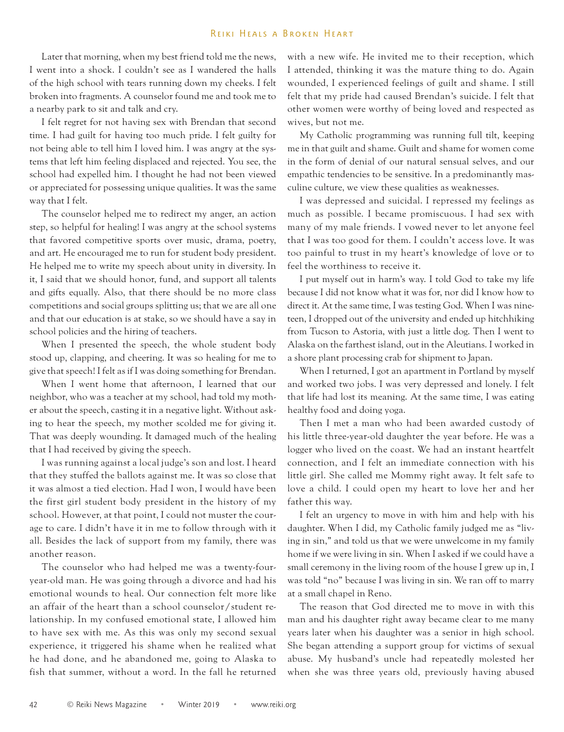Later that morning, when my best friend told me the news, I went into a shock. I couldn't see as I wandered the halls of the high school with tears running down my cheeks. I felt broken into fragments. A counselor found me and took me to a nearby park to sit and talk and cry.

I felt regret for not having sex with Brendan that second time. I had guilt for having too much pride. I felt guilty for not being able to tell him I loved him. I was angry at the systems that left him feeling displaced and rejected. You see, the school had expelled him. I thought he had not been viewed or appreciated for possessing unique qualities. It was the same way that I felt.

The counselor helped me to redirect my anger, an action step, so helpful for healing! I was angry at the school systems that favored competitive sports over music, drama, poetry, and art. He encouraged me to run for student body president. He helped me to write my speech about unity in diversity. In it, I said that we should honor, fund, and support all talents and gifts equally. Also, that there should be no more class competitions and social groups splitting us; that we are all one and that our education is at stake, so we should have a say in school policies and the hiring of teachers.

When I presented the speech, the whole student body stood up, clapping, and cheering. It was so healing for me to give that speech! I felt as if I was doing something for Brendan.

When I went home that afternoon, I learned that our neighbor, who was a teacher at my school, had told my mother about the speech, casting it in a negative light. Without asking to hear the speech, my mother scolded me for giving it. That was deeply wounding. It damaged much of the healing that I had received by giving the speech.

I was running against a local judge's son and lost. I heard that they stuffed the ballots against me. It was so close that it was almost a tied election. Had I won, I would have been the first girl student body president in the history of my school. However, at that point, I could not muster the courage to care. I didn't have it in me to follow through with it all. Besides the lack of support from my family, there was another reason.

The counselor who had helped me was a twenty-four-year-old man. He was going through a divorce and had his emotional wounds to heal. Our connection felt more like an affair of the heart than a school counselor/student relationship. In my confused emotional state, I allowed him to have sex with me. As this was only my second sexual experience, it triggered his shame when he realized what he had done, and he abandoned me, going to Alaska to fish that summer, without a word. In the fall he returned with a new wife. He invited me to their reception, which I attended, thinking it was the mature thing to do. Again wounded, I experienced feelings of guilt and shame. I still felt that my pride had caused Brendan's suicide. I felt that other women were worthy of being loved and respected as wives, but not me.

My Catholic programming was running full tilt, keeping me in that guilt and shame. Guilt and shame for women come in the form of denial of our natural sensual selves, and our empathic tendencies to be sensitive. In a predominantly masculine culture, we view these qualities as weaknesses.

I was depressed and suicidal. I repressed my feelings as much as possible. I became promiscuous. I had sex with many of my male friends. I vowed never to let anyone feel that I was too good for them. I couldn't access love. It was too painful to trust in my heart's knowledge of love or to feel the worthiness to receive it.

I put myself out in harm's way. I told God to take my life because I did not know what it was for, nor did I know how to direct it. At the same time, I was testing God. When I was nineteen, I dropped out of the university and ended up hitchhiking from Tucson to Astoria, with just a little dog. Then I went to Alaska on the farthest island, out in the Aleutians. I worked in a shore plant processing crab for shipment to Japan.

When I returned, I got an apartment in Portland by myself and worked two jobs. I was very depressed and lonely. I felt that life had lost its meaning. At the same time, I was eating healthy food and doing yoga.

Then I met a man who had been awarded custody of his little three-year-old daughter the year before. He was a logger who lived on the coast. We had an instant heartfelt connection, and I felt an immediate connection with his little girl. She called me Mommy right away. It felt safe to love a child. I could open my heart to love her and her father this way.

I felt an urgency to move in with him and help with his daughter. When I did, my Catholic family judged me as "living in sin," and told us that we were unwelcome in my family home if we were living in sin. When I asked if we could have a small ceremony in the living room of the house I grew up in, I was told "no" because I was living in sin. We ran off to marry at a small chapel in Reno.

The reason that God directed me to move in with this man and his daughter right away became clear to me many years later when his daughter was a senior in high school. She began attending a support group for victims of sexual abuse. My husband's uncle had repeatedly molested her when she was three years old, previously having abused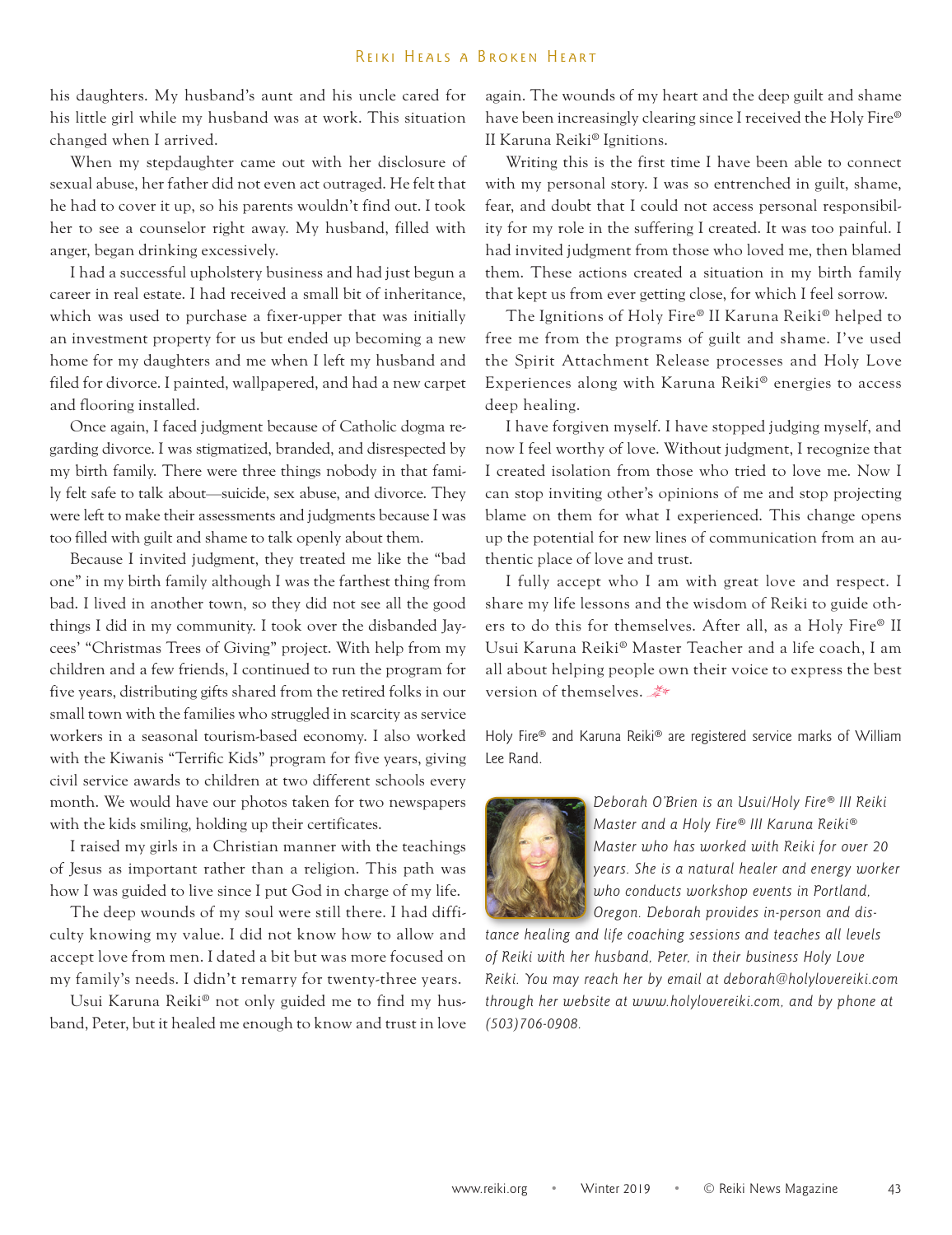his daughters. My husband's aunt and his uncle cared for his little girl while my husband was at work. This situation changed when I arrived.

When my stepdaughter came out with her disclosure of sexual abuse, her father did not even act outraged. He felt that he had to cover it up, so his parents wouldn't find out. I took her to see a counselor right away. My husband, filled with anger, began drinking excessively.

I had a successful upholstery business and had just begun a career in real estate. I had received a small bit of inheritance, which was used to purchase a fixer-upper that was initially an investment property for us but ended up becoming a new home for my daughters and me when I left my husband and filed for divorce. I painted, wallpapered, and had a new carpet and flooring installed.

Once again, I faced judgment because of Catholic dogma regarding divorce. I was stigmatized, branded, and disrespected by my birth family. There were three things nobody in that family felt safe to talk about—suicide, sex abuse, and divorce. They were left to make their assessments and judgments because I was too filled with guilt and shame to talk openly about them.

Because I invited judgment, they treated me like the "bad one" in my birth family although I was the farthest thing from bad. I lived in another town, so they did not see all the good things I did in my community. I took over the disbanded Jaycees' "Christmas Trees of Giving" project. With help from my children and a few friends, I continued to run the program for five years, distributing gifts shared from the retired folks in our small town with the families who struggled in scarcity as service workers in a seasonal tourism-based economy. I also worked with the Kiwanis "Terrific Kids" program for five years, giving civil service awards to children at two different schools every month. We would have our photos taken for two newspapers with the kids smiling, holding up their certificates.

I raised my girls in a Christian manner with the teachings of Jesus as important rather than a religion. This path was how I was guided to live since I put God in charge of my life.

The deep wounds of my soul were still there. I had difficulty knowing my value. I did not know how to allow and accept love from men. I dated a bit but was more focused on my family's needs. I didn't remarry for twenty-three years.

Usui Karuna Reiki® not only guided me to find my husband, Peter, but it healed me enough to know and trust in love again. The wounds of my heart and the deep guilt and shame have been increasingly clearing since I received the Holy Fire® II Karuna Reiki® Ignitions.

Writing this is the first time I have been able to connect with my personal story. I was so entrenched in guilt, shame, fear, and doubt that I could not access personal responsibility for my role in the suffering I created. It was too painful. I had invited judgment from those who loved me, then blamed them. These actions created a situation in my birth family that kept us from ever getting close, for which I feel sorrow.

The Ignitions of Holy Fire® II Karuna Reiki® helped to free me from the programs of guilt and shame. I've used the Spirit Attachment Release processes and Holy Love Experiences along with Karuna Reiki® energies to access deep healing.

I have forgiven myself. I have stopped judging myself, and now I feel worthy of love. Without judgment, I recognize that I created isolation from those who tried to love me. Now I can stop inviting other's opinions of me and stop projecting blame on them for what I experienced. This change opens up the potential for new lines of communication from an authentic place of love and trust.

I fully accept who I am with great love and respect. I share my life lessons and the wisdom of Reiki to guide others to do this for themselves. After all, as a Holy Fire® II Usui Karuna Reiki® Master Teacher and a life coach, I am all about helping people own their voice to express the best version of themselves.

Holy Fire® and Karuna Reiki® are registered service marks of William Lee Rand.

*Deborah O'Brien is an Usui/Holy Fire® III Reiki Master and a Holy Fire® III Karuna Reiki® Master who has worked with Reiki for over 20 years. She is a natural healer and energy worker who conducts workshop events in Portland, Oregon. Deborah provides in-person and distance healing and life coaching sessions and teaches all levels of Reiki with her husband, Peter, in their business Holy Love Reiki. You may reach her by email at deborah@holylovereiki.com through her website at www.holylovereiki.com, and by phone at (503)706-0908.*